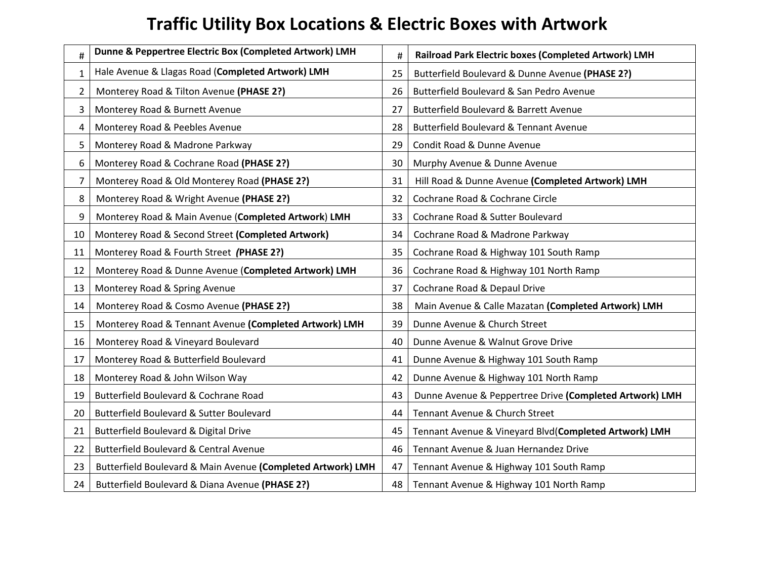# Traffic Utility Box Locations & Electric Boxes with Artwork

| # | **Dunne & Peppertree Electric Box (Completed Artwork) LMH** | # | **Railroad Park Electric boxes (Completed Artwork) LMH** |
|---|---|---|---|
| 1 | Hale Avenue & Llagas Road (**Completed Artwork) LMH** | 25 | Butterfield Boulevard & Dunne Avenue **(PHASE 2?)** |
| 2 | Monterey Road & Tilton Avenue **(PHASE 2?)** | 26 | Butterfield Boulevard & San Pedro Avenue |
| 3 | Monterey Road & Burnett Avenue | 27 | Butterfield Boulevard & Barrett Avenue |
| 4 | Monterey Road & Peebles Avenue | 28 | Butterfield Boulevard & Tennant Avenue |
| 5 | Monterey Road & Madrone Parkway | 29 | Condit Road & Dunne Avenue |
| 6 | Monterey Road & Cochrane Road **(PHASE 2?)** | 30 | Murphy Avenue & Dunne Avenue |
| 7 | Monterey Road & Old Monterey Road **(PHASE 2?)** | 31 | Hill Road & Dunne Avenue **(Completed Artwork) LMH** |
| 8 | Monterey Road & Wright Avenue **(PHASE 2?)** | 32 | Cochrane Road & Cochrane Circle |
| 9 | Monterey Road & Main Avenue (**Completed Artwork**) **LMH** | 33 | Cochrane Road & Sutter Boulevard |
| 10 | Monterey Road & Second Street **(Completed Artwork)** | 34 | Cochrane Road & Madrone Parkway |
| 11 | Monterey Road & Fourth Street ***(*PHASE 2?)** | 35 | Cochrane Road & Highway 101 South Ramp |
| 12 | Monterey Road & Dunne Avenue (**Completed Artwork) LMH** | 36 | Cochrane Road & Highway 101 North Ramp |
| 13 | Monterey Road & Spring Avenue | 37 | Cochrane Road & Depaul Drive |
| 14 | Monterey Road & Cosmo Avenue **(PHASE 2?)** | 38 | Main Avenue & Calle Mazatan **(Completed Artwork) LMH** |
| 15 | Monterey Road & Tennant Avenue **(Completed Artwork) LMH** | 39 | Dunne Avenue & Church Street |
| 16 | Monterey Road & Vineyard Boulevard | 40 | Dunne Avenue & Walnut Grove Drive |
| 17 | Monterey Road & Butterfield Boulevard | 41 | Dunne Avenue & Highway 101 South Ramp |
| 18 | Monterey Road & John Wilson Way | 42 | Dunne Avenue & Highway 101 North Ramp |
| 19 | Butterfield Boulevard & Cochrane Road | 43 | Dunne Avenue & Peppertree Drive **(Completed Artwork) LMH** |
| 20 | Butterfield Boulevard & Sutter Boulevard | 44 | Tennant Avenue & Church Street |
| 21 | Butterfield Boulevard & Digital Drive | 45 | Tennant Avenue & Vineyard Blvd(**Completed Artwork) LMH** |
| 22 | Butterfield Boulevard & Central Avenue | 46 | Tennant Avenue & Juan Hernandez Drive |
| 23 | Butterfield Boulevard & Main Avenue **(Completed Artwork) LMH** | 47 | Tennant Avenue & Highway 101 South Ramp |
| 24 | Butterfield Boulevard & Diana Avenue **(PHASE 2?)** | 48 | Tennant Avenue & Highway 101 North Ramp |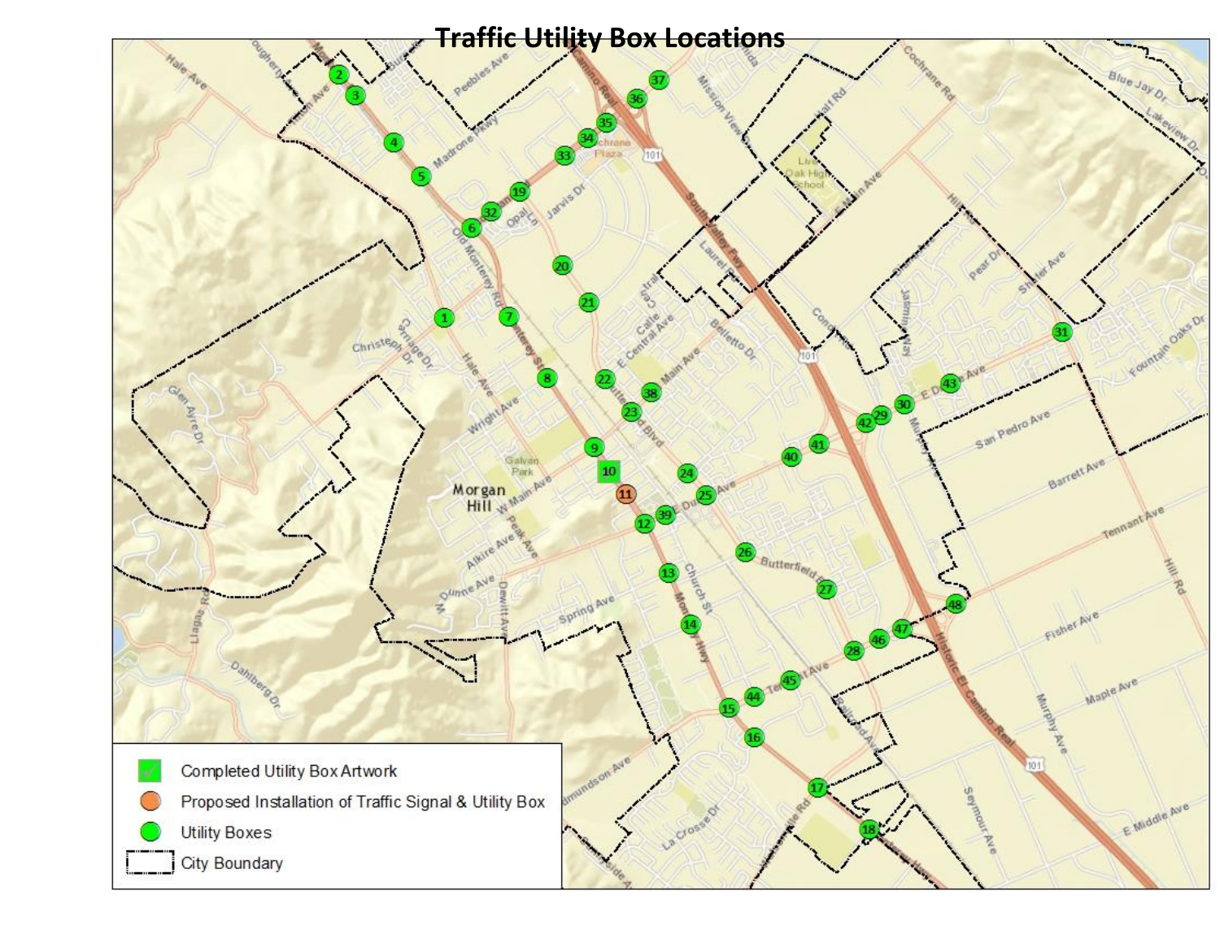# Traffic Utility Box Locations

- Completed Utility Box Artwork
- Proposed Installation of Traffic Signal & Utility Box
- Utility Boxes
- City Boundary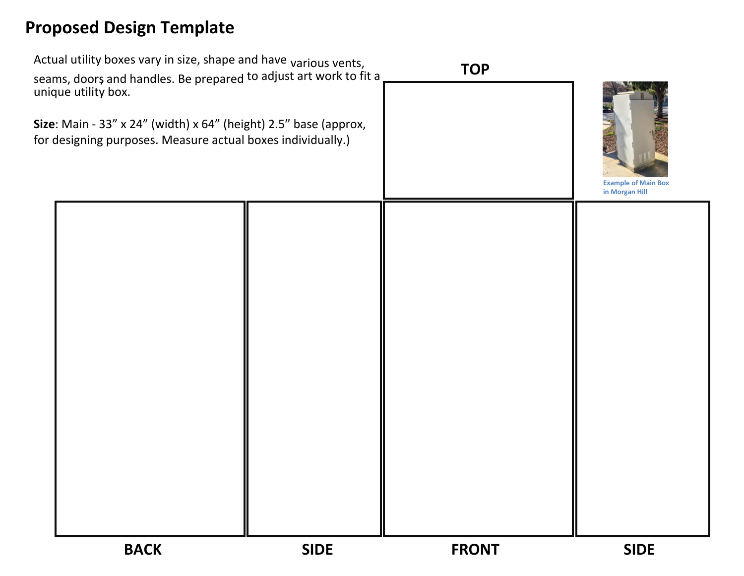# Proposed Design Template

Actual utility boxes vary in size, shape and have various vents, seams, doors and handles. Be prepared to adjust art work to fit a unique utility box.

**Size**: Main - 33" x 24" (width) x 64" (height) 2.5" base (approx, for designing purposes. Measure actual boxes individually.)

**TOP**

Example of Main Box in Morgan Hill

**BACK** | **SIDE** | **FRONT** | **SIDE**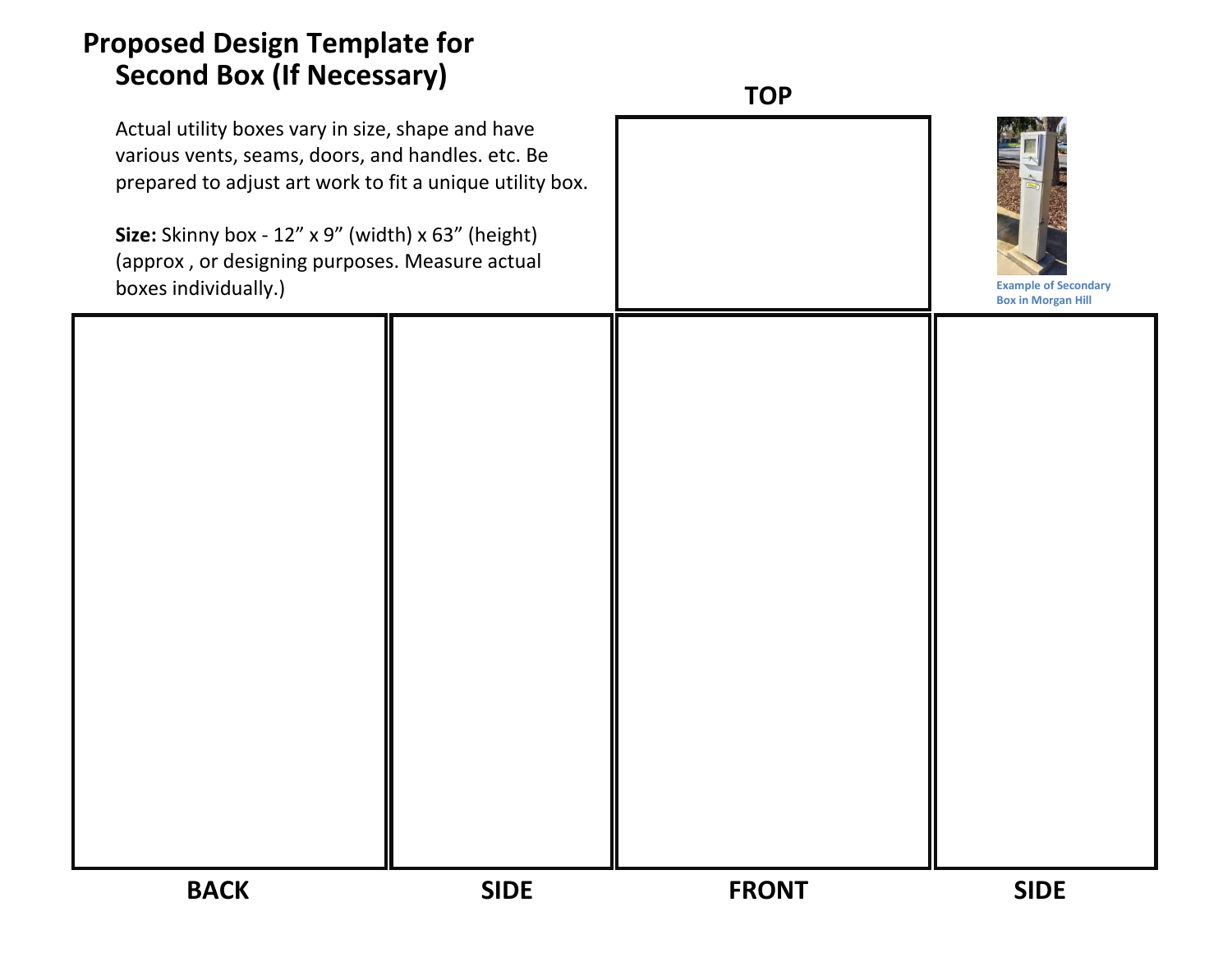# Proposed Design Template for Second Box (If Necessary)

Actual utility boxes vary in size, shape and have various vents, seams, doors, and handles. etc. Be prepared to adjust art work to fit a unique utility box.

**Size:** Skinny box - 12" x 9" (width) x 63" (height) (approx , or designing purposes. Measure actual boxes individually.)

**TOP**

Example of Secondary Box in Morgan Hill

**BACK**

**SIDE**

**FRONT**

**SIDE**